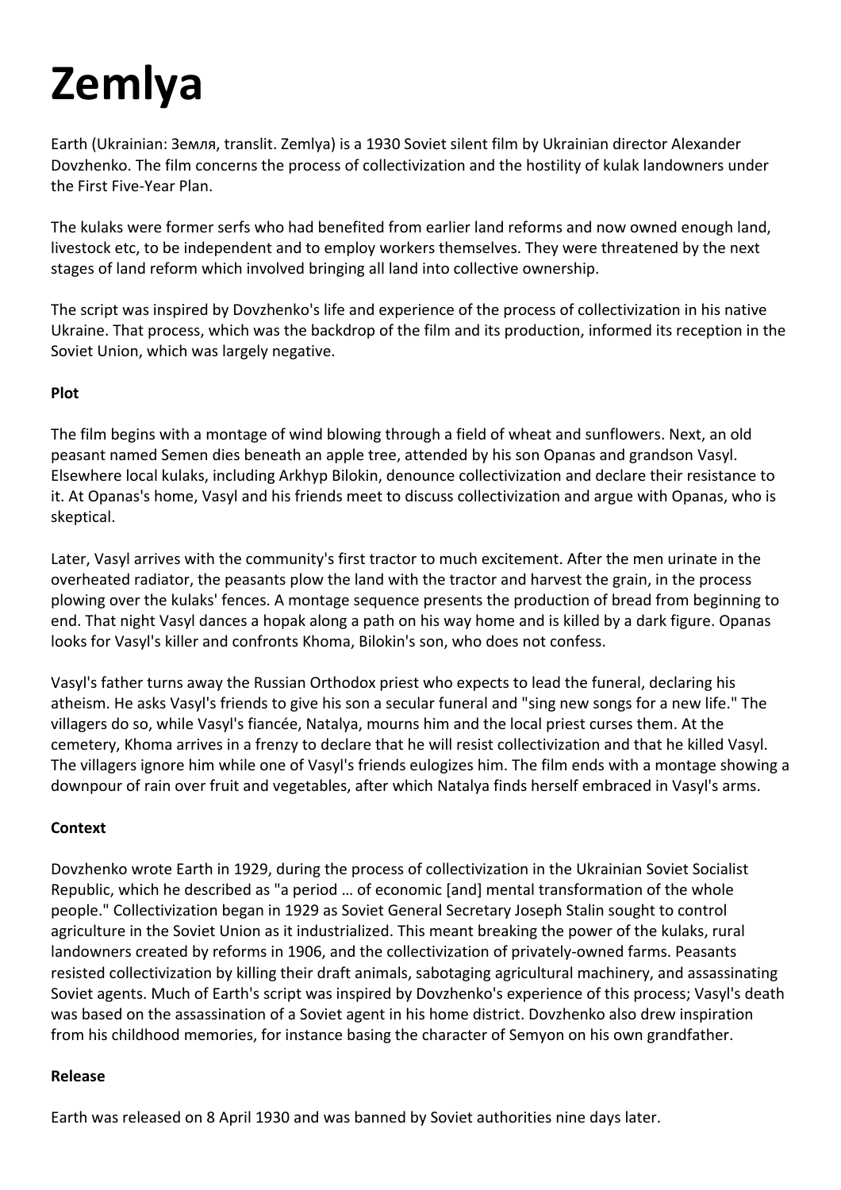# Zemlya

Earth (Ukrainian: Земля, translit. Zemlya) is a 1930 Soviet silent film by Ukrainian director Alexander Dovzhenko. The film concerns the process of collectivization and the hostility of kulak landowners under the First Five-Year Plan.

The kulaks were former serfs who had benefited from earlier land reforms and now owned enough land, livestock etc, to be independent and to employ workers themselves. They were threatened by the next stages of land reform which involved bringing all land into collective ownership.

The script was inspired by Dovzhenko's life and experience of the process of collectivization in his native Ukraine. That process, which was the backdrop of the film and its production, informed its reception in the Soviet Union, which was largely negative.

**Plot**

The film begins with a montage of wind blowing through a field of wheat and sunflowers. Next, an old peasant named Semen dies beneath an apple tree, attended by his son Opanas and grandson Vasyl. Elsewhere local kulaks, including Arkhyp Bilokin, denounce collectivization and declare their resistance to it. At Opanas's home, Vasyl and his friends meet to discuss collectivization and argue with Opanas, who is skeptical.

Later, Vasyl arrives with the community's first tractor to much excitement. After the men urinate in the overheated radiator, the peasants plow the land with the tractor and harvest the grain, in the process plowing over the kulaks' fences. A montage sequence presents the production of bread from beginning to end. That night Vasyl dances a hopak along a path on his way home and is killed by a dark figure. Opanas looks for Vasyl's killer and confronts Khoma, Bilokin's son, who does not confess.

Vasyl's father turns away the Russian Orthodox priest who expects to lead the funeral, declaring his atheism. He asks Vasyl's friends to give his son a secular funeral and "sing new songs for a new life." The villagers do so, while Vasyl's fiancée, Natalya, mourns him and the local priest curses them. At the cemetery, Khoma arrives in a frenzy to declare that he will resist collectivization and that he killed Vasyl. The villagers ignore him while one of Vasyl's friends eulogizes him. The film ends with a montage showing a downpour of rain over fruit and vegetables, after which Natalya finds herself embraced in Vasyl's arms.

**Context**

Dovzhenko wrote Earth in 1929, during the process of collectivization in the Ukrainian Soviet Socialist Republic, which he described as "a period … of economic [and] mental transformation of the whole people." Collectivization began in 1929 as Soviet General Secretary Joseph Stalin sought to control agriculture in the Soviet Union as it industrialized. This meant breaking the power of the kulaks, rural landowners created by reforms in 1906, and the collectivization of privately-owned farms. Peasants resisted collectivization by killing their draft animals, sabotaging agricultural machinery, and assassinating Soviet agents. Much of Earth's script was inspired by Dovzhenko's experience of this process; Vasyl's death was based on the assassination of a Soviet agent in his home district. Dovzhenko also drew inspiration from his childhood memories, for instance basing the character of Semyon on his own grandfather.

**Release**

Earth was released on 8 April 1930 and was banned by Soviet authorities nine days later.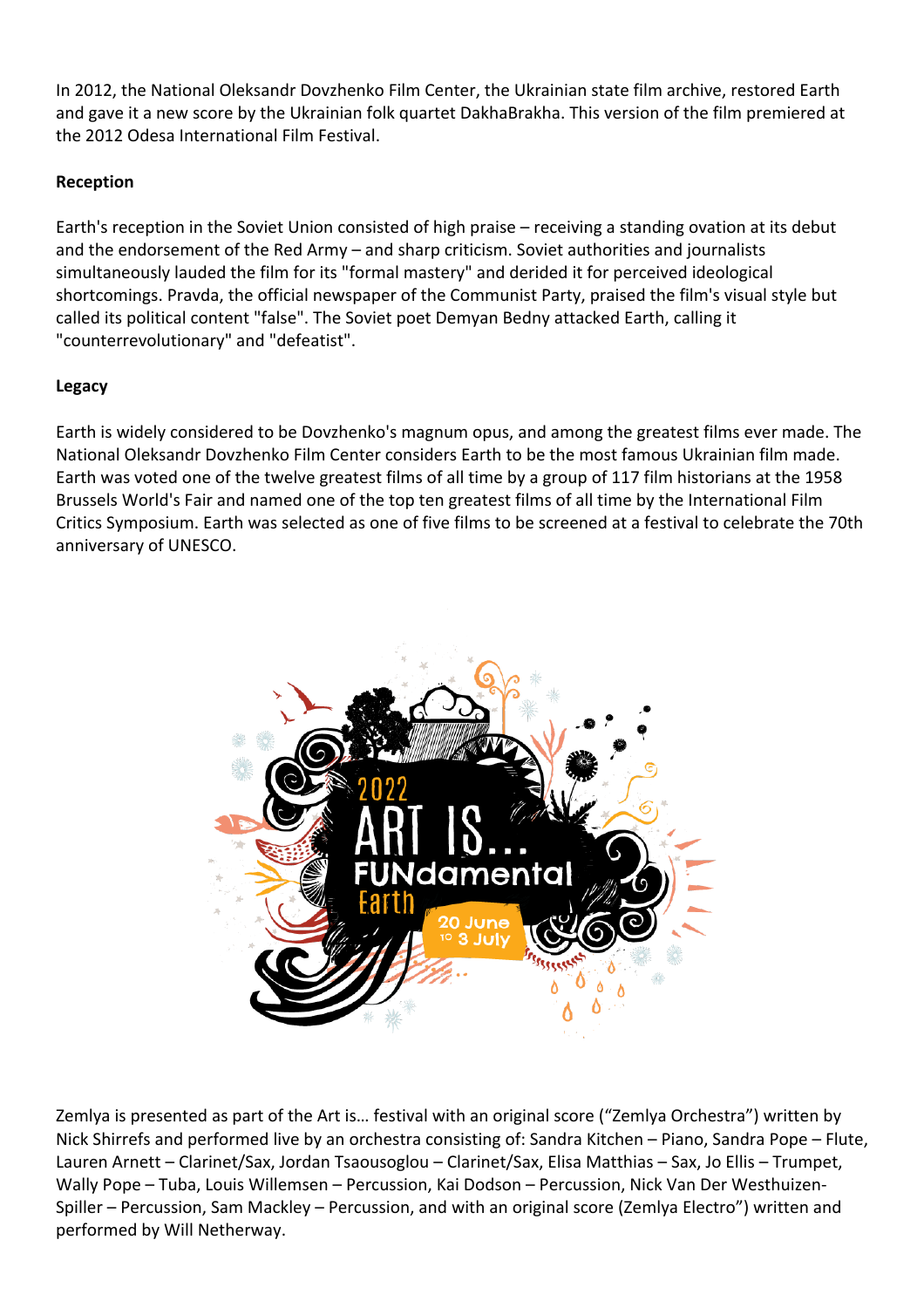In 2012, the National Oleksandr Dovzhenko Film Center, the Ukrainian state film archive, restored Earth and gave it a new score by the Ukrainian folk quartet DakhaBrakha. This version of the film premiered at the 2012 Odesa International Film Festival.

**Reception**

Earth's reception in the Soviet Union consisted of high praise – receiving a standing ovation at its debut and the endorsement of the Red Army – and sharp criticism. Soviet authorities and journalists simultaneously lauded the film for its "formal mastery" and derided it for perceived ideological shortcomings. Pravda, the official newspaper of the Communist Party, praised the film's visual style but called its political content "false". The Soviet poet Demyan Bedny attacked Earth, calling it "counterrevolutionary" and "defeatist".

**Legacy**

Earth is widely considered to be Dovzhenko's magnum opus, and among the greatest films ever made. The National Oleksandr Dovzhenko Film Center considers Earth to be the most famous Ukrainian film made. Earth was voted one of the twelve greatest films of all time by a group of 117 film historians at the 1958 Brussels World's Fair and named one of the top ten greatest films of all time by the International Film Critics Symposium. Earth was selected as one of five films to be screened at a festival to celebrate the 70th anniversary of UNESCO.

2022 ART IS... FUNdamental Earth 20 June to 3 July

Zemlya is presented as part of the Art is… festival with an original score ("Zemlya Orchestra") written by Nick Shirrefs and performed live by an orchestra consisting of: Sandra Kitchen – Piano, Sandra Pope – Flute, Lauren Arnett – Clarinet/Sax, Jordan Tsaousoglou – Clarinet/Sax, Elisa Matthias – Sax, Jo Ellis – Trumpet, Wally Pope – Tuba, Louis Willemsen – Percussion, Kai Dodson – Percussion, Nick Van Der Westhuizen-Spiller – Percussion, Sam Mackley – Percussion, and with an original score (Zemlya Electro") written and performed by Will Netherway.